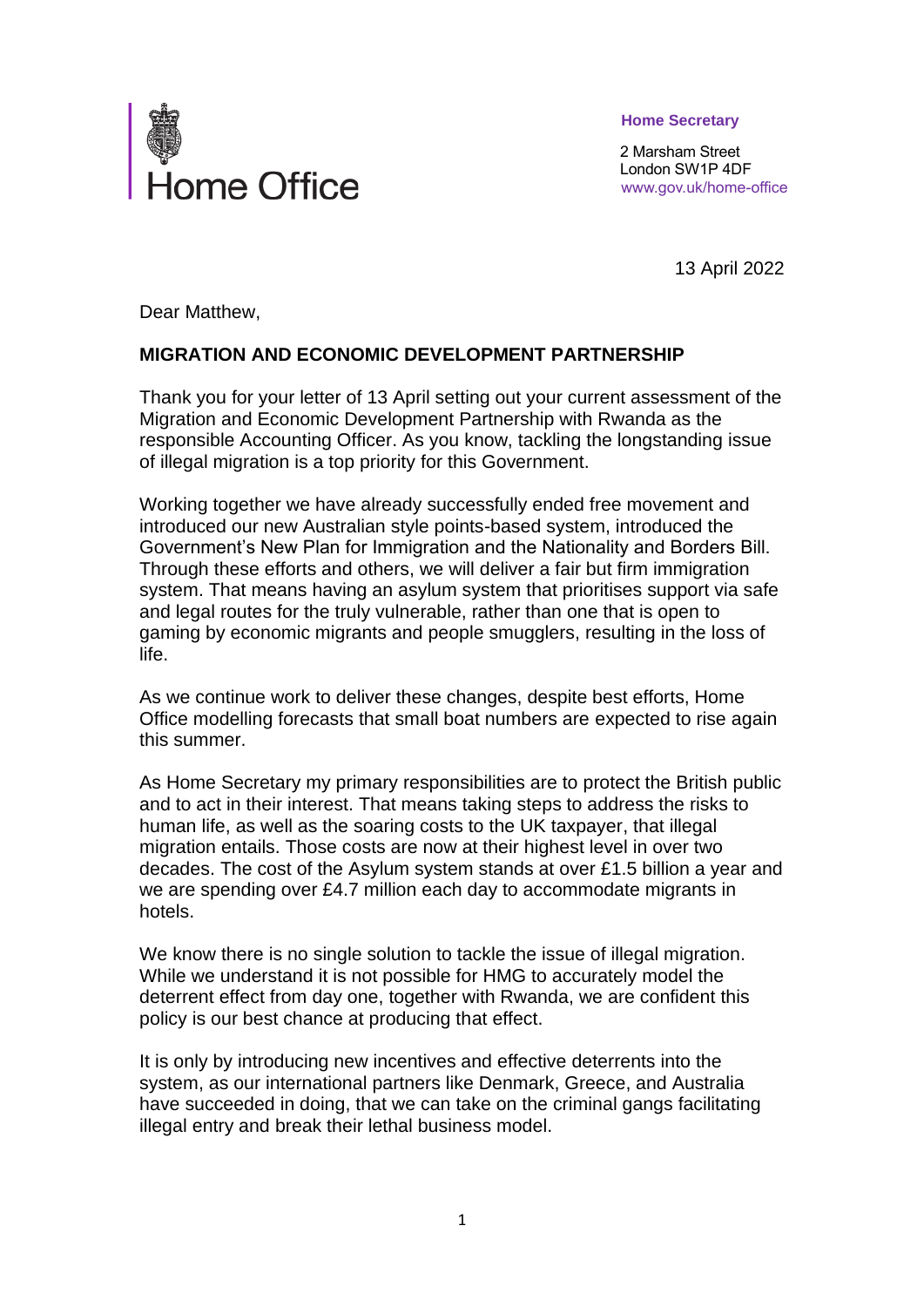Home Office

**Home Secretary**

2 Marsham Street
London SW1P 4DF
www.gov.uk/home-office

13 April 2022

Dear Matthew,

**MIGRATION AND ECONOMIC DEVELOPMENT PARTNERSHIP**

Thank you for your letter of 13 April setting out your current assessment of the Migration and Economic Development Partnership with Rwanda as the responsible Accounting Officer. As you know, tackling the longstanding issue of illegal migration is a top priority for this Government.

Working together we have already successfully ended free movement and introduced our new Australian style points-based system, introduced the Government's New Plan for Immigration and the Nationality and Borders Bill. Through these efforts and others, we will deliver a fair but firm immigration system. That means having an asylum system that prioritises support via safe and legal routes for the truly vulnerable, rather than one that is open to gaming by economic migrants and people smugglers, resulting in the loss of life.

As we continue work to deliver these changes, despite best efforts, Home Office modelling forecasts that small boat numbers are expected to rise again this summer.

As Home Secretary my primary responsibilities are to protect the British public and to act in their interest. That means taking steps to address the risks to human life, as well as the soaring costs to the UK taxpayer, that illegal migration entails. Those costs are now at their highest level in over two decades. The cost of the Asylum system stands at over £1.5 billion a year and we are spending over £4.7 million each day to accommodate migrants in hotels.

We know there is no single solution to tackle the issue of illegal migration. While we understand it is not possible for HMG to accurately model the deterrent effect from day one, together with Rwanda, we are confident this policy is our best chance at producing that effect.

It is only by introducing new incentives and effective deterrents into the system, as our international partners like Denmark, Greece, and Australia have succeeded in doing, that we can take on the criminal gangs facilitating illegal entry and break their lethal business model.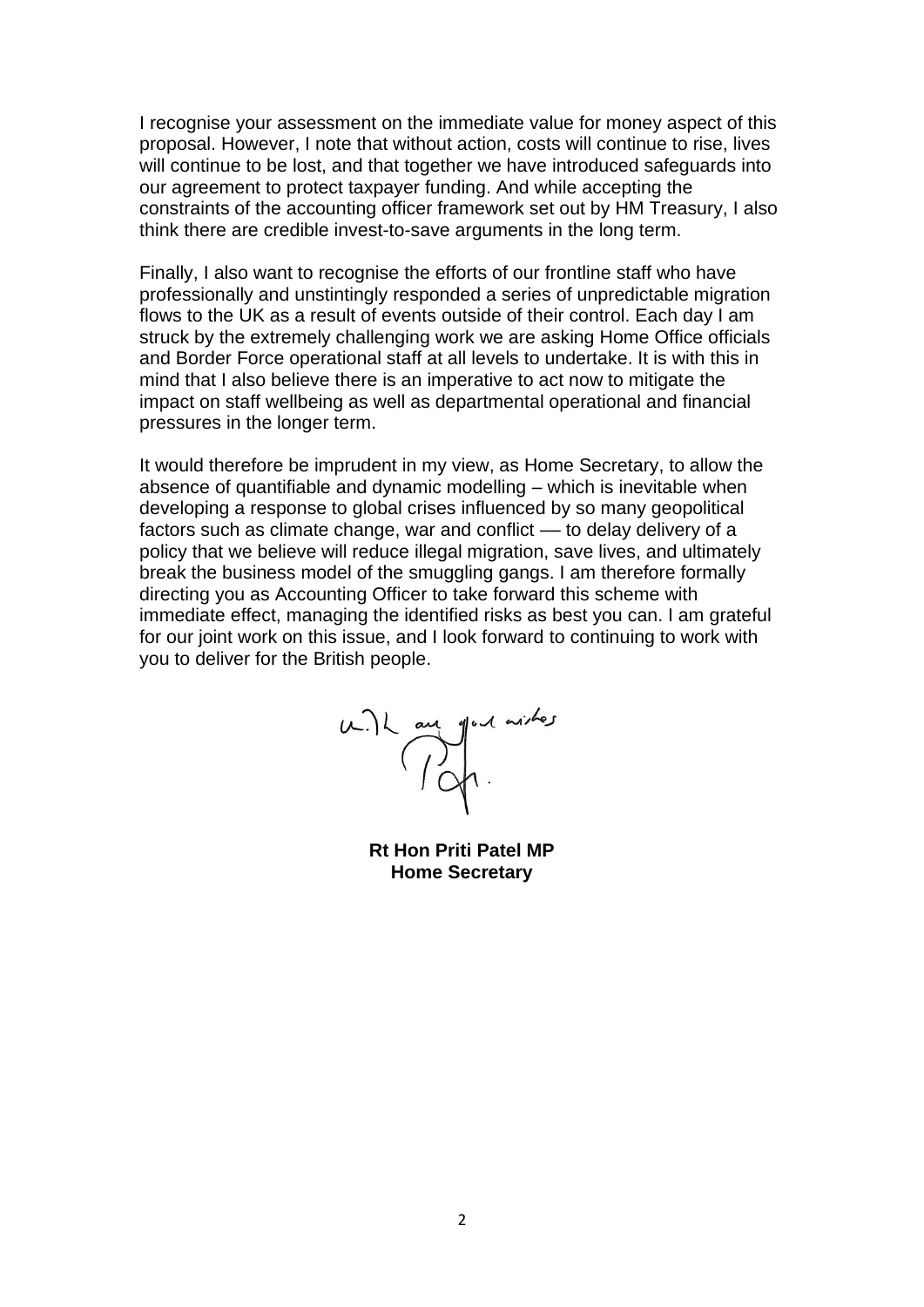I recognise your assessment on the immediate value for money aspect of this proposal. However, I note that without action, costs will continue to rise, lives will continue to be lost, and that together we have introduced safeguards into our agreement to protect taxpayer funding. And while accepting the constraints of the accounting officer framework set out by HM Treasury, I also think there are credible invest-to-save arguments in the long term.

Finally, I also want to recognise the efforts of our frontline staff who have professionally and unstintingly responded a series of unpredictable migration flows to the UK as a result of events outside of their control. Each day I am struck by the extremely challenging work we are asking Home Office officials and Border Force operational staff at all levels to undertake. It is with this in mind that I also believe there is an imperative to act now to mitigate the impact on staff wellbeing as well as departmental operational and financial pressures in the longer term.

It would therefore be imprudent in my view, as Home Secretary, to allow the absence of quantifiable and dynamic modelling – which is inevitable when developing a response to global crises influenced by so many geopolitical factors such as climate change, war and conflict — to delay delivery of a policy that we believe will reduce illegal migration, save lives, and ultimately break the business model of the smuggling gangs. I am therefore formally directing you as Accounting Officer to take forward this scheme with immediate effect, managing the identified risks as best you can. I am grateful for our joint work on this issue, and I look forward to continuing to work with you to deliver for the British people.

With all good wishes

Priti.

**Rt Hon Priti Patel MP**
**Home Secretary**